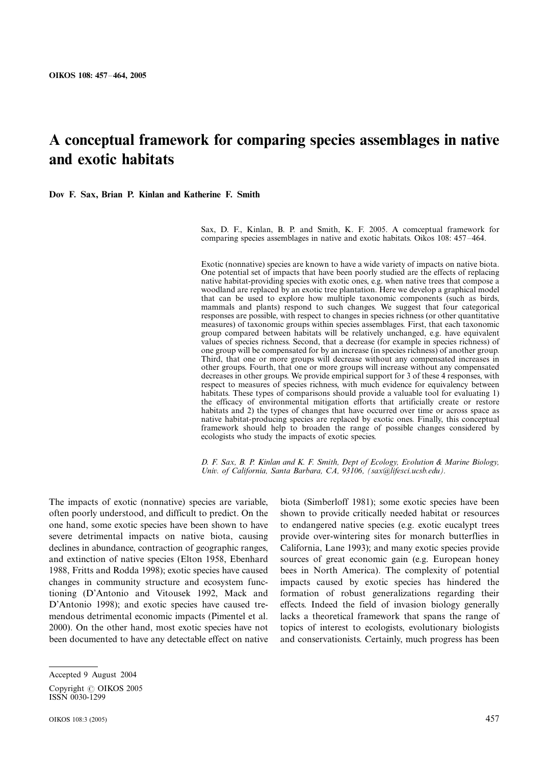# A conceptual framework for comparing species assemblages in native and exotic habitats

**Dov F. Sax, Brian P. Kinlan and Katherine F. Smith**

Sax, D. F., Kinlan, B. P. and Smith, K. F. 2005. A comceptual framework for comparing species assemblages in native and exotic habitats. Oikos 108: 457–464.

Exotic (nonnative) species are known to have a wide variety of impacts on native biota. One potential set of impacts that have been poorly studied are the effects of replacing native habitat-providing species with exotic ones, e.g. when native trees that compose a woodland are replaced by an exotic tree plantation. Here we develop a graphical model that can be used to explore how multiple taxonomic components (such as birds, mammals and plants) respond to such changes. We suggest that four categorical responses are possible, with respect to changes in species richness (or other quantitative measures) of taxonomic groups within species assemblages. First, that each taxonomic group compared between habitats will be relatively unchanged, e.g. have equivalent values of species richness. Second, that a decrease (for example in species richness) of one group will be compensated for by an increase (in species richness) of another group. Third, that one or more groups will decrease without any compensated increases in other groups. Fourth, that one or more groups will increase without any compensated decreases in other groups. We provide empirical support for 3 of these 4 responses, with respect to measures of species richness, with much evidence for equivalency between habitats. These types of comparisons should provide a valuable tool for evaluating 1) the efficacy of environmental mitigation efforts that artificially create or restore habitats and 2) the types of changes that have occurred over time or across space as native habitat-producing species are replaced by exotic ones. Finally, this conceptual framework should help to broaden the range of possible changes considered by ecologists who study the impacts of exotic species.

*D. F. Sax, B. P. Kinlan and K. F. Smith, Dept of Ecology, Evolution & Marine Biology, Univ. of California, Santa Barbara, CA, 93106, (sax@lifesci.ucsb.edu).*

The impacts of exotic (nonnative) species are variable, often poorly understood, and difficult to predict. On the one hand, some exotic species have been shown to have severe detrimental impacts on native biota, causing declines in abundance, contraction of geographic ranges, and extinction of native species (Elton 1958, Ebenhard 1988, Fritts and Rodda 1998); exotic species have caused changes in community structure and ecosystem functioning (D'Antonio and Vitousek 1992, Mack and D'Antonio 1998); and exotic species have caused tremendous detrimental economic impacts (Pimentel et al. 2000). On the other hand, most exotic species have not been documented to have any detectable effect on native biota (Simberloff 1981); some exotic species have been shown to provide critically needed habitat or resources to endangered native species (e.g. exotic eucalypt trees provide over-wintering sites for monarch butterflies in California, Lane 1993); and many exotic species provide sources of great economic gain (e.g. European honey bees in North America). The complexity of potential impacts caused by exotic species has hindered the formation of robust generalizations regarding their effects. Indeed the field of invasion biology generally lacks a theoretical framework that spans the range of topics of interest to ecologists, evolutionary biologists and conservationists. Certainly, much progress has been

Accepted 9 August 2004

Copyright © OIKOS 2005
ISSN 0030-1299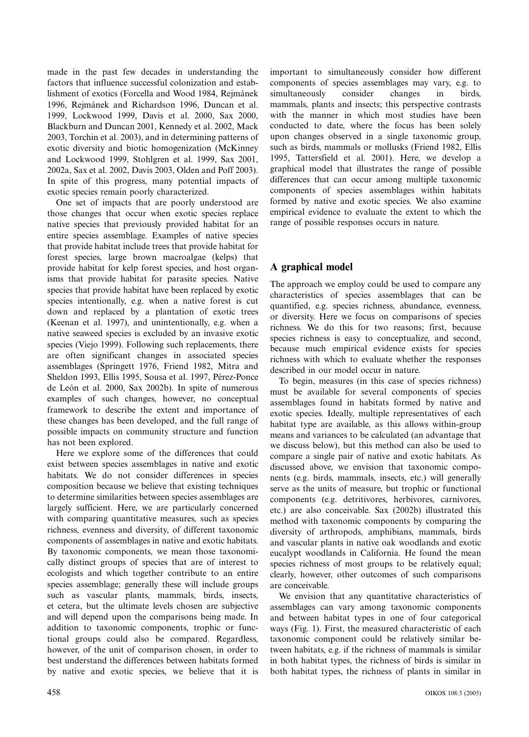made in the past few decades in understanding the factors that influence successful colonization and establishment of exotics (Forcella and Wood 1984, Rejmánek 1996, Rejmánek and Richardson 1996, Duncan et al. 1999, Lockwood 1999, Davis et al. 2000, Sax 2000, Blackburn and Duncan 2001, Kennedy et al. 2002, Mack 2003, Torchin et al. 2003), and in determining patterns of exotic diversity and biotic homogenization (McKinney and Lockwood 1999, Stohlgren et al. 1999, Sax 2001, 2002a, Sax et al. 2002, Davis 2003, Olden and Poff 2003). In spite of this progress, many potential impacts of exotic species remain poorly characterized.

One set of impacts that are poorly understood are those changes that occur when exotic species replace native species that previously provided habitat for an entire species assemblage. Examples of native species that provide habitat include trees that provide habitat for forest species, large brown macroalgae (kelps) that provide habitat for kelp forest species, and host organisms that provide habitat for parasite species. Native species that provide habitat have been replaced by exotic species intentionally, e.g. when a native forest is cut down and replaced by a plantation of exotic trees (Keenan et al. 1997), and unintentionally, e.g. when a native seaweed species is excluded by an invasive exotic species (Viejo 1999). Following such replacements, there are often significant changes in associated species assemblages (Springett 1976, Friend 1982, Mitra and Sheldon 1993, Ellis 1995, Sousa et al. 1997, Pérez-Ponce de León et al. 2000, Sax 2002b). In spite of numerous examples of such changes, however, no conceptual framework to describe the extent and importance of these changes has been developed, and the full range of possible impacts on community structure and function has not been explored.

Here we explore some of the differences that could exist between species assemblages in native and exotic habitats. We do not consider differences in species composition because we believe that existing techniques to determine similarities between species assemblages are largely sufficient. Here, we are particularly concerned with comparing quantitative measures, such as species richness, evenness and diversity, of different taxonomic components of assemblages in native and exotic habitats. By taxonomic components, we mean those taxonomically distinct groups of species that are of interest to ecologists and which together contribute to an entire species assemblage; generally these will include groups such as vascular plants, mammals, birds, insects, et cetera, but the ultimate levels chosen are subjective and will depend upon the comparisons being made. In addition to taxonomic components, trophic or functional groups could also be compared. Regardless, however, of the unit of comparison chosen, in order to best understand the differences between habitats formed by native and exotic species, we believe that it is important to simultaneously consider how different components of species assemblages may vary, e.g. to simultaneously consider changes in birds, mammals, plants and insects; this perspective contrasts with the manner in which most studies have been conducted to date, where the focus has been solely upon changes observed in a single taxonomic group, such as birds, mammals or mollusks (Friend 1982, Ellis 1995, Tattersfield et al. 2001). Here, we develop a graphical model that illustrates the range of possible differences that can occur among multiple taxonomic components of species assemblages within habitats formed by native and exotic species. We also examine empirical evidence to evaluate the extent to which the range of possible responses occurs in nature.

## A graphical model

The approach we employ could be used to compare any characteristics of species assemblages that can be quantified, e.g. species richness, abundance, evenness, or diversity. Here we focus on comparisons of species richness. We do this for two reasons; first, because species richness is easy to conceptualize, and second, because much empirical evidence exists for species richness with which to evaluate whether the responses described in our model occur in nature.

To begin, measures (in this case of species richness) must be available for several components of species assemblages found in habitats formed by native and exotic species. Ideally, multiple representatives of each habitat type are available, as this allows within-group means and variances to be calculated (an advantage that we discuss below), but this method can also be used to compare a single pair of native and exotic habitats. As discussed above, we envision that taxonomic components (e.g. birds, mammals, insects, etc.) will generally serve as the units of measure, but trophic or functional components (e.g. detritivores, herbivores, carnivores, etc.) are also conceivable. Sax (2002b) illustrated this method with taxonomic components by comparing the diversity of arthropods, amphibians, mammals, birds and vascular plants in native oak woodlands and exotic eucalypt woodlands in California. He found the mean species richness of most groups to be relatively equal; clearly, however, other outcomes of such comparisons are conceivable.

We envision that any quantitative characteristics of assemblages can vary among taxonomic components and between habitat types in one of four categorical ways (Fig. 1). First, the measured characteristic of each taxonomic component could be relatively similar between habitats, e.g. if the richness of mammals is similar in both habitat types, the richness of birds is similar in both habitat types, the richness of plants in similar in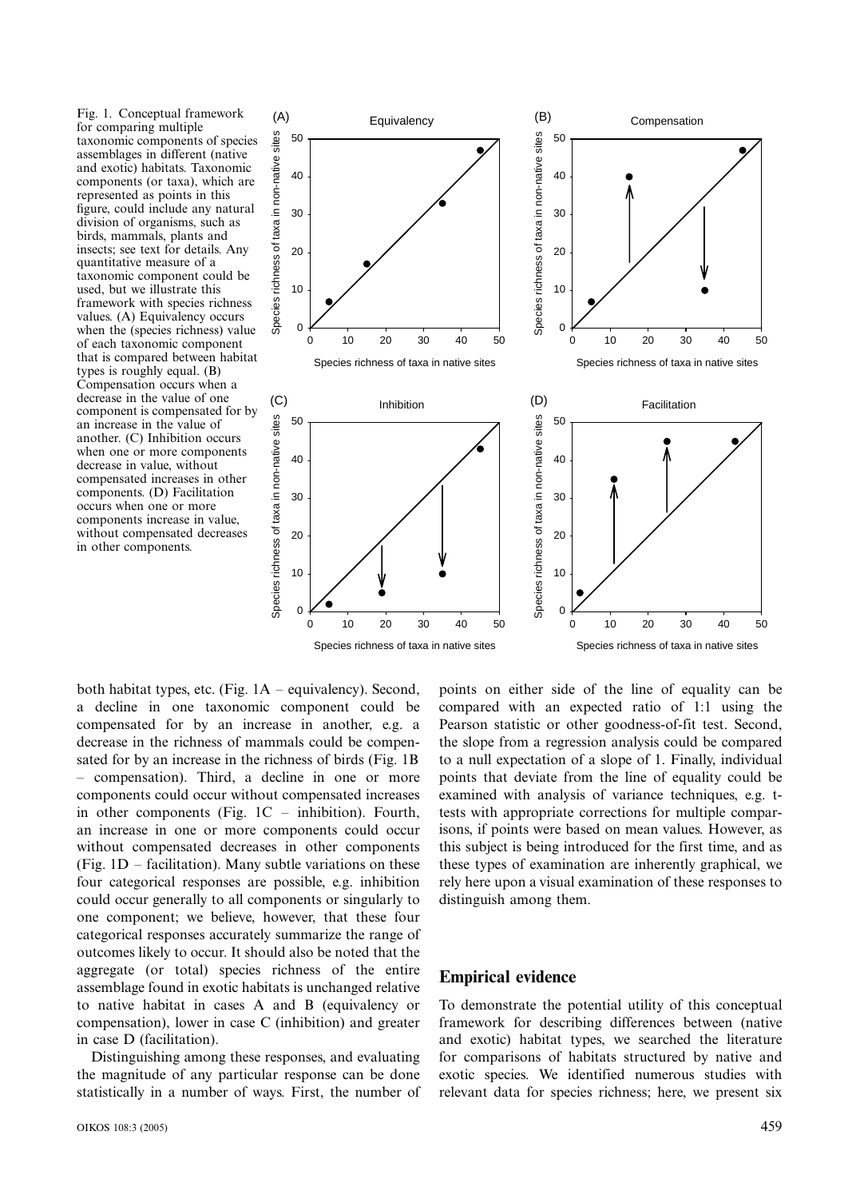Fig. 1. Conceptual framework for comparing multiple taxonomic components of species assemblages in different (native and exotic) habitats. Taxonomic components (or taxa), which are represented as points in this figure, could include any natural division of organisms, such as birds, mammals, plants and insects; see text for details. Any quantitative measure of a taxonomic component could be used, but we illustrate this framework with species richness values. (A) Equivalency occurs when the (species richness) value of each taxonomic component that is compared between habitat types is roughly equal. (B) Compensation occurs when a decrease in the value of one component is compensated for by an increase in the value of another. (C) Inhibition occurs when one or more components decrease in value, without compensated increases in other components. (D) Facilitation occurs when one or more components increase in value, without compensated decreases in other components.

both habitat types, etc. (Fig. 1A – equivalency). Second, a decline in one taxonomic component could be compensated for by an increase in another, e.g. a decrease in the richness of mammals could be compensated for by an increase in the richness of birds (Fig. 1B – compensation). Third, a decline in one or more components could occur without compensated increases in other components (Fig. 1C – inhibition). Fourth, an increase in one or more components could occur without compensated decreases in other components (Fig. 1D – facilitation). Many subtle variations on these four categorical responses are possible, e.g. inhibition could occur generally to all components or singularly to one component; we believe, however, that these four categorical responses accurately summarize the range of outcomes likely to occur. It should also be noted that the aggregate (or total) species richness of the entire assemblage found in exotic habitats is unchanged relative to native habitat in cases A and B (equivalency or compensation), lower in case C (inhibition) and greater in case D (facilitation).

Distinguishing among these responses, and evaluating the magnitude of any particular response can be done statistically in a number of ways. First, the number of points on either side of the line of equality can be compared with an expected ratio of 1:1 using the Pearson statistic or other goodness-of-fit test. Second, the slope from a regression analysis could be compared to a null expectation of a slope of 1. Finally, individual points that deviate from the line of equality could be examined with analysis of variance techniques, e.g. t-tests with appropriate corrections for multiple comparisons, if points were based on mean values. However, as this subject is being introduced for the first time, and as these types of examination are inherently graphical, we rely here upon a visual examination of these responses to distinguish among them.

## Empirical evidence

To demonstrate the potential utility of this conceptual framework for describing differences between (native and exotic) habitat types, we searched the literature for comparisons of habitats structured by native and exotic species. We identified numerous studies with relevant data for species richness; here, we present six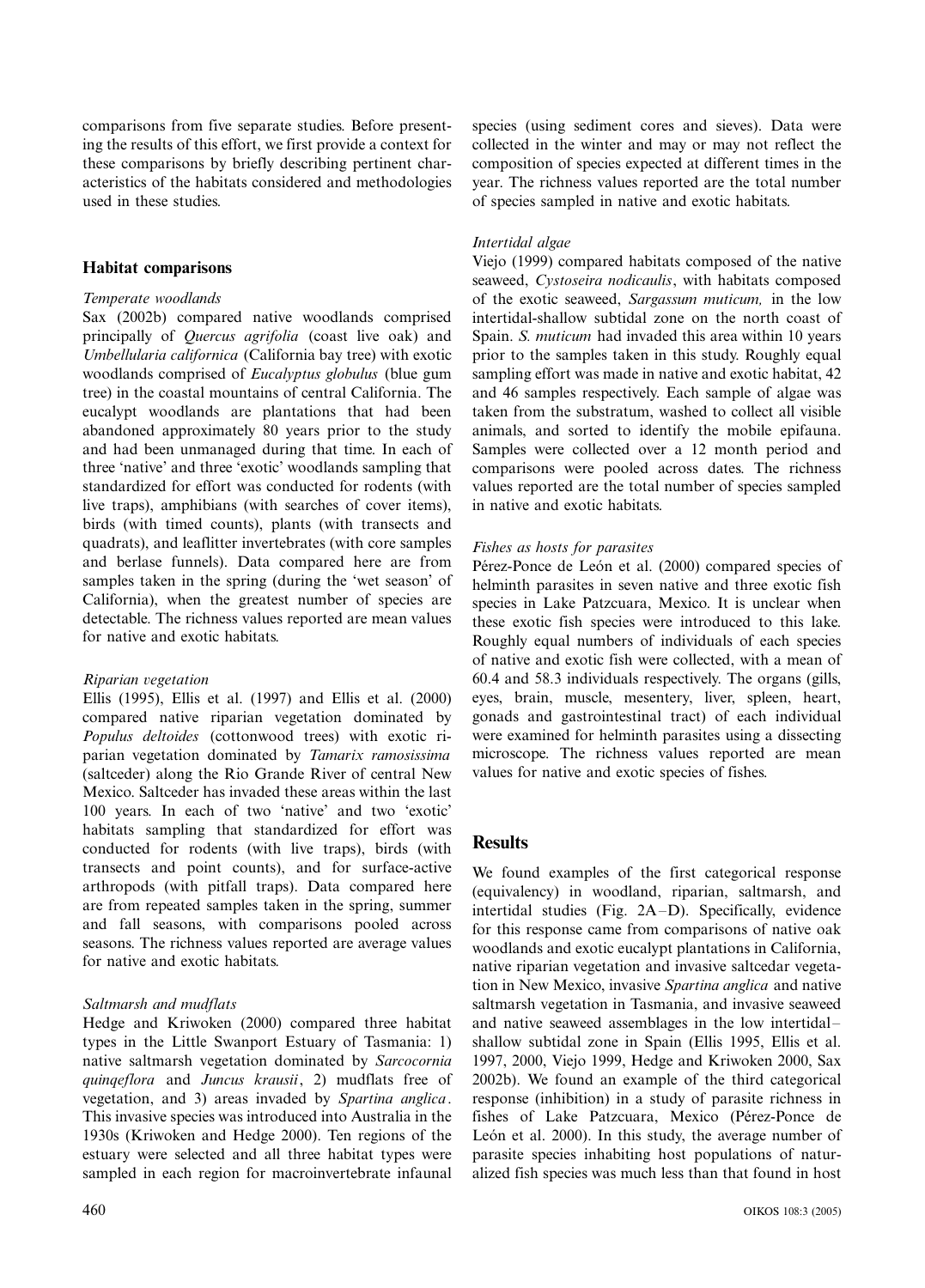comparisons from five separate studies. Before presenting the results of this effort, we first provide a context for these comparisons by briefly describing pertinent characteristics of the habitats considered and methodologies used in these studies.

## Habitat comparisons

### *Temperate woodlands*

Sax (2002b) compared native woodlands comprised principally of *Quercus agrifolia* (coast live oak) and *Umbellularia californica* (California bay tree) with exotic woodlands comprised of *Eucalyptus globulus* (blue gum tree) in the coastal mountains of central California. The eucalypt woodlands are plantations that had been abandoned approximately 80 years prior to the study and had been unmanaged during that time. In each of three 'native' and three 'exotic' woodlands sampling that standardized for effort was conducted for rodents (with live traps), amphibians (with searches of cover items), birds (with timed counts), plants (with transects and quadrats), and leaflitter invertebrates (with core samples and berlase funnels). Data compared here are from samples taken in the spring (during the 'wet season' of California), when the greatest number of species are detectable. The richness values reported are mean values for native and exotic habitats.

### *Riparian vegetation*

Ellis (1995), Ellis et al. (1997) and Ellis et al. (2000) compared native riparian vegetation dominated by *Populus deltoides* (cottonwood trees) with exotic riparian vegetation dominated by *Tamarix ramosissima* (saltceder) along the Rio Grande River of central New Mexico. Saltceder has invaded these areas within the last 100 years. In each of two 'native' and two 'exotic' habitats sampling that standardized for effort was conducted for rodents (with live traps), birds (with transects and point counts), and for surface-active arthropods (with pitfall traps). Data compared here are from repeated samples taken in the spring, summer and fall seasons, with comparisons pooled across seasons. The richness values reported are average values for native and exotic habitats.

### *Saltmarsh and mudflats*

Hedge and Kriwoken (2000) compared three habitat types in the Little Swanport Estuary of Tasmania: 1) native saltmarsh vegetation dominated by *Sarcocornia quinqeflora* and *Juncus krausii*, 2) mudflats free of vegetation, and 3) areas invaded by *Spartina anglica*. This invasive species was introduced into Australia in the 1930s (Kriwoken and Hedge 2000). Ten regions of the estuary were selected and all three habitat types were sampled in each region for macroinvertebrate infaunal species (using sediment cores and sieves). Data were collected in the winter and may or may not reflect the composition of species expected at different times in the year. The richness values reported are the total number of species sampled in native and exotic habitats.

### *Intertidal algae*

Viejo (1999) compared habitats composed of the native seaweed, *Cystoseira nodicaulis*, with habitats composed of the exotic seaweed, *Sargassum muticum,* in the low intertidal-shallow subtidal zone on the north coast of Spain. *S. muticum* had invaded this area within 10 years prior to the samples taken in this study. Roughly equal sampling effort was made in native and exotic habitat, 42 and 46 samples respectively. Each sample of algae was taken from the substratum, washed to collect all visible animals, and sorted to identify the mobile epifauna. Samples were collected over a 12 month period and comparisons were pooled across dates. The richness values reported are the total number of species sampled in native and exotic habitats.

### *Fishes as hosts for parasites*

Pérez-Ponce de León et al. (2000) compared species of helminth parasites in seven native and three exotic fish species in Lake Patzcuara, Mexico. It is unclear when these exotic fish species were introduced to this lake. Roughly equal numbers of individuals of each species of native and exotic fish were collected, with a mean of 60.4 and 58.3 individuals respectively. The organs (gills, eyes, brain, muscle, mesentery, liver, spleen, heart, gonads and gastrointestinal tract) of each individual were examined for helminth parasites using a dissecting microscope. The richness values reported are mean values for native and exotic species of fishes.

## Results

We found examples of the first categorical response (equivalency) in woodland, riparian, saltmarsh, and intertidal studies (Fig. 2A–D). Specifically, evidence for this response came from comparisons of native oak woodlands and exotic eucalypt plantations in California, native riparian vegetation and invasive saltcedar vegetation in New Mexico, invasive *Spartina anglica* and native saltmarsh vegetation in Tasmania, and invasive seaweed and native seaweed assemblages in the low intertidal–shallow subtidal zone in Spain (Ellis 1995, Ellis et al. 1997, 2000, Viejo 1999, Hedge and Kriwoken 2000, Sax 2002b). We found an example of the third categorical response (inhibition) in a study of parasite richness in fishes of Lake Patzcuara, Mexico (Pérez-Ponce de León et al. 2000). In this study, the average number of parasite species inhabiting host populations of naturalized fish species was much less than that found in host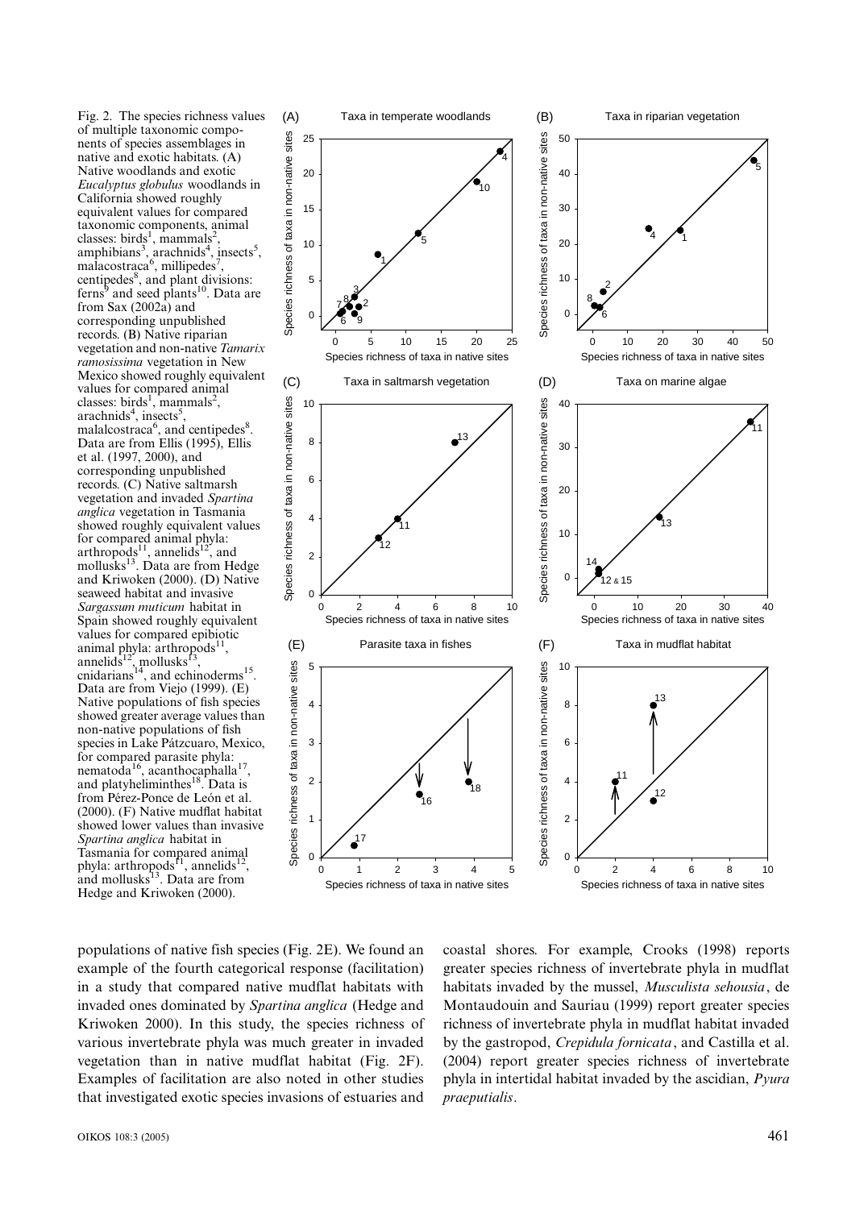Fig. 2. The species richness values of multiple taxonomic components of species assemblages in native and exotic habitats. (A) Native woodlands and exotic *Eucalyptus globulus* woodlands in California showed roughly equivalent values for compared taxonomic components, animal classes: birds[1], mammals[2], amphibians[3], arachnids[4], insects[5], malacostraca[6], millipedes[7], centipedes[8], and plant divisions: ferns[9] and seed plants[10]. Data are from Sax (2002a) and corresponding unpublished records. (B) Native riparian vegetation and non-native *Tamarix ramosissima* vegetation in New Mexico showed roughly equivalent values for compared animal classes: birds[1], mammals[2], arachnids[4], insects[5], malalcostraca[6], and centipedes[8]. Data are from Ellis (1995), Ellis et al. (1997, 2000), and corresponding unpublished records. (C) Native saltmarsh vegetation and invaded *Spartina anglica* vegetation in Tasmania showed roughly equivalent values for compared animal phyla: arthropods[11], annelids[12], and mollusks[13]. Data are from Hedge and Kriwoken (2000). (D) Native seaweed habitat and invasive *Sargassum muticum* habitat in Spain showed roughly equivalent values for compared epibiotic animal phyla: arthropods[11], annelids[12], mollusks[13], cnidarians[14], and echinoderms[15]. Data are from Viejo (1999). (E) Native populations of fish species showed greater average values than non-native populations of fish species in Lake Pátzcuaro, Mexico, for compared parasite phyla: nematoda[16], acanthocaphalla[17], and platyheliminthes[18]. Data is from Pérez-Ponce de León et al. (2000). (F) Native mudflat habitat showed lower values than invasive *Spartina anglica* habitat in Tasmania for compared animal phyla: arthropods[11], annelids[12], and mollusks[13]. Data are from Hedge and Kriwoken (2000).

populations of native fish species (Fig. 2E). We found an example of the fourth categorical response (facilitation) in a study that compared native mudflat habitats with invaded ones dominated by *Spartina anglica* (Hedge and Kriwoken 2000). In this study, the species richness of various invertebrate phyla was much greater in invaded vegetation than in native mudflat habitat (Fig. 2F). Examples of facilitation are also noted in other studies that investigated exotic species invasions of estuaries and coastal shores. For example, Crooks (1998) reports greater species richness of invertebrate phyla in mudflat habitats invaded by the mussel, *Musculista sehousia*, de Montaudouin and Sauriau (1999) report greater species richness of invertebrate phyla in mudflat habitat invaded by the gastropod, *Crepidula fornicata*, and Castilla et al. (2004) report greater species richness of invertebrate phyla in intertidal habitat invaded by the ascidian, *Pyura praeputialis*.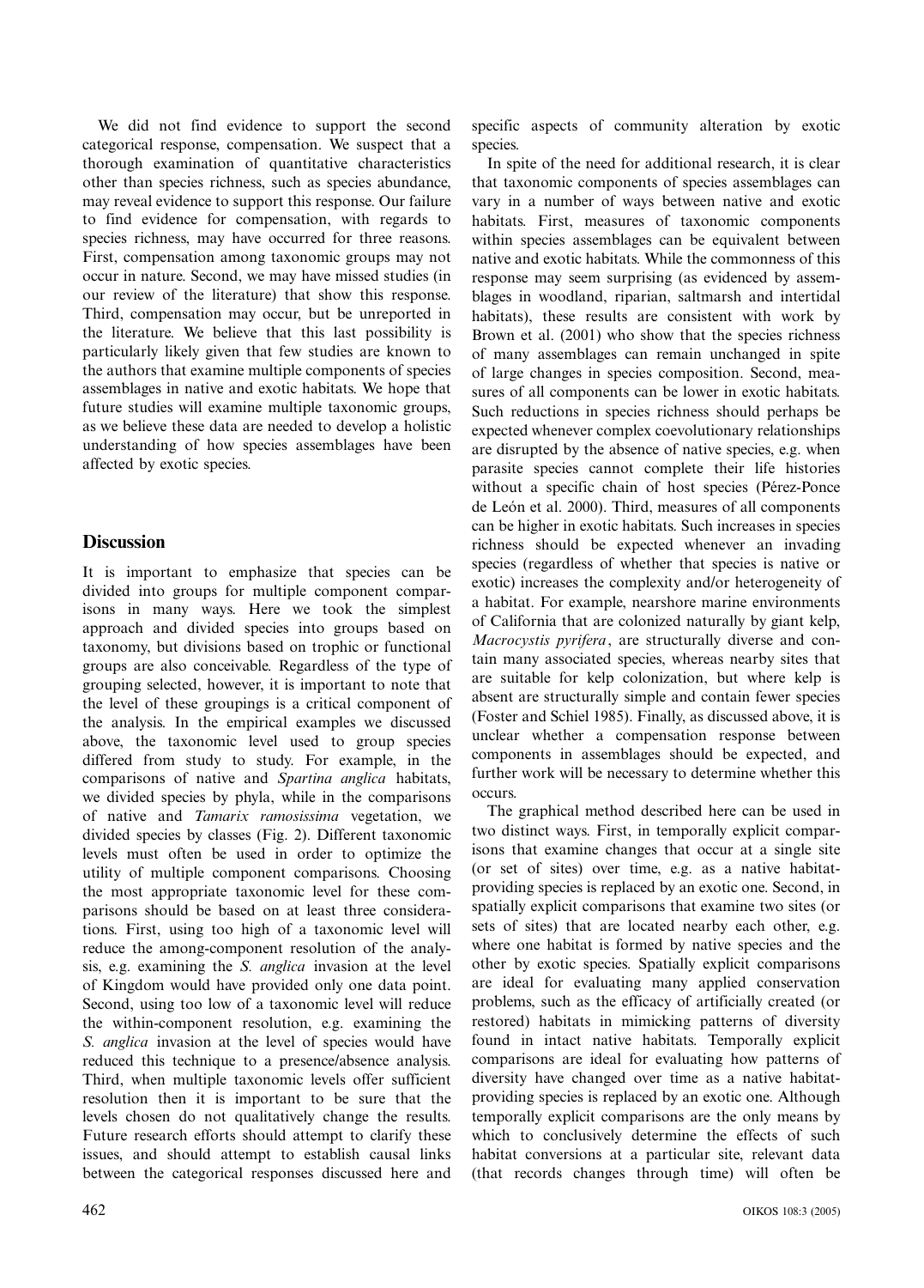We did not find evidence to support the second categorical response, compensation. We suspect that a thorough examination of quantitative characteristics other than species richness, such as species abundance, may reveal evidence to support this response. Our failure to find evidence for compensation, with regards to species richness, may have occurred for three reasons. First, compensation among taxonomic groups may not occur in nature. Second, we may have missed studies (in our review of the literature) that show this response. Third, compensation may occur, but be unreported in the literature. We believe that this last possibility is particularly likely given that few studies are known to the authors that examine multiple components of species assemblages in native and exotic habitats. We hope that future studies will examine multiple taxonomic groups, as we believe these data are needed to develop a holistic understanding of how species assemblages have been affected by exotic species.

## Discussion

It is important to emphasize that species can be divided into groups for multiple component comparisons in many ways. Here we took the simplest approach and divided species into groups based on taxonomy, but divisions based on trophic or functional groups are also conceivable. Regardless of the type of grouping selected, however, it is important to note that the level of these groupings is a critical component of the analysis. In the empirical examples we discussed above, the taxonomic level used to group species differed from study to study. For example, in the comparisons of native and *Spartina anglica* habitats, we divided species by phyla, while in the comparisons of native and *Tamarix ramosissima* vegetation, we divided species by classes (Fig. 2). Different taxonomic levels must often be used in order to optimize the utility of multiple component comparisons. Choosing the most appropriate taxonomic level for these comparisons should be based on at least three considerations. First, using too high of a taxonomic level will reduce the among-component resolution of the analysis, e.g. examining the *S. anglica* invasion at the level of Kingdom would have provided only one data point. Second, using too low of a taxonomic level will reduce the within-component resolution, e.g. examining the *S. anglica* invasion at the level of species would have reduced this technique to a presence/absence analysis. Third, when multiple taxonomic levels offer sufficient resolution then it is important to be sure that the levels chosen do not qualitatively change the results. Future research efforts should attempt to clarify these issues, and should attempt to establish causal links between the categorical responses discussed here and specific aspects of community alteration by exotic species.

In spite of the need for additional research, it is clear that taxonomic components of species assemblages can vary in a number of ways between native and exotic habitats. First, measures of taxonomic components within species assemblages can be equivalent between native and exotic habitats. While the commonness of this response may seem surprising (as evidenced by assemblages in woodland, riparian, saltmarsh and intertidal habitats), these results are consistent with work by Brown et al. (2001) who show that the species richness of many assemblages can remain unchanged in spite of large changes in species composition. Second, measures of all components can be lower in exotic habitats. Such reductions in species richness should perhaps be expected whenever complex coevolutionary relationships are disrupted by the absence of native species, e.g. when parasite species cannot complete their life histories without a specific chain of host species (Pérez-Ponce de León et al. 2000). Third, measures of all components can be higher in exotic habitats. Such increases in species richness should be expected whenever an invading species (regardless of whether that species is native or exotic) increases the complexity and/or heterogeneity of a habitat. For example, nearshore marine environments of California that are colonized naturally by giant kelp, *Macrocystis pyrifera*, are structurally diverse and contain many associated species, whereas nearby sites that are suitable for kelp colonization, but where kelp is absent are structurally simple and contain fewer species (Foster and Schiel 1985). Finally, as discussed above, it is unclear whether a compensation response between components in assemblages should be expected, and further work will be necessary to determine whether this occurs.

The graphical method described here can be used in two distinct ways. First, in temporally explicit comparisons that examine changes that occur at a single site (or set of sites) over time, e.g. as a native habitat-providing species is replaced by an exotic one. Second, in spatially explicit comparisons that examine two sites (or sets of sites) that are located nearby each other, e.g. where one habitat is formed by native species and the other by exotic species. Spatially explicit comparisons are ideal for evaluating many applied conservation problems, such as the efficacy of artificially created (or restored) habitats in mimicking patterns of diversity found in intact native habitats. Temporally explicit comparisons are ideal for evaluating how patterns of diversity have changed over time as a native habitat-providing species is replaced by an exotic one. Although temporally explicit comparisons are the only means by which to conclusively determine the effects of such habitat conversions at a particular site, relevant data (that records changes through time) will often be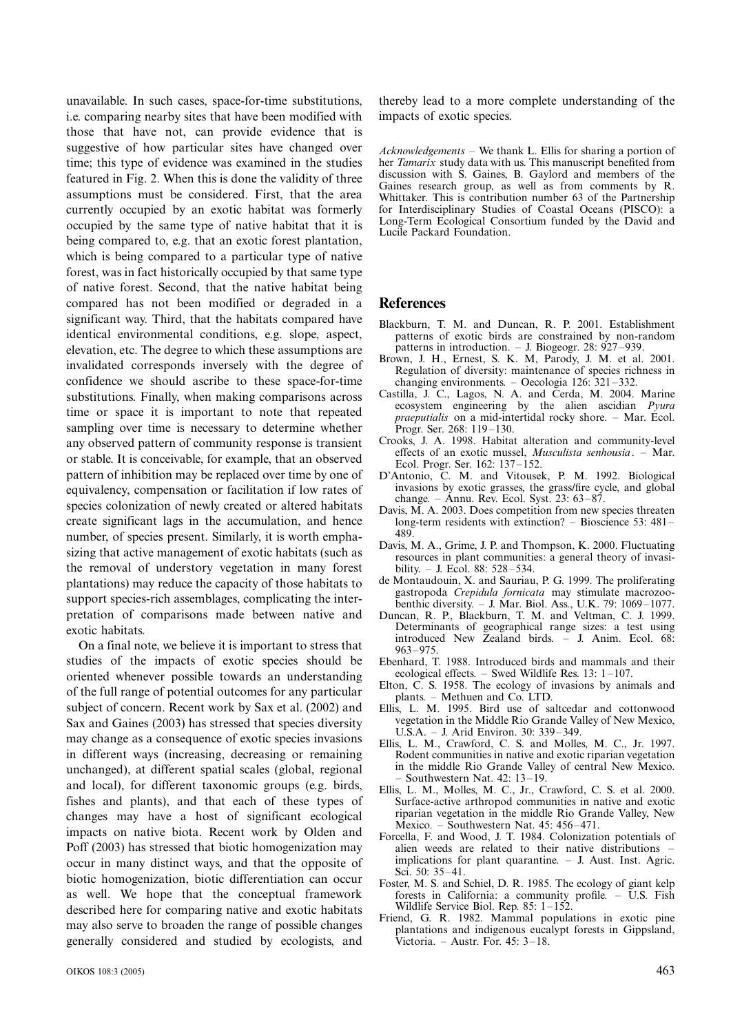unavailable. In such cases, space-for-time substitutions, i.e. comparing nearby sites that have been modified with those that have not, can provide evidence that is suggestive of how particular sites have changed over time; this type of evidence was examined in the studies featured in Fig. 2. When this is done the validity of three assumptions must be considered. First, that the area currently occupied by an exotic habitat was formerly occupied by the same type of native habitat that it is being compared to, e.g. that an exotic forest plantation, which is being compared to a particular type of native forest, was in fact historically occupied by that same type of native forest. Second, that the native habitat being compared has not been modified or degraded in a significant way. Third, that the habitats compared have identical environmental conditions, e.g. slope, aspect, elevation, etc. The degree to which these assumptions are invalidated corresponds inversely with the degree of confidence we should ascribe to these space-for-time substitutions. Finally, when making comparisons across time or space it is important to note that repeated sampling over time is necessary to determine whether any observed pattern of community response is transient or stable. It is conceivable, for example, that an observed pattern of inhibition may be replaced over time by one of equivalency, compensation or facilitation if low rates of species colonization of newly created or altered habitats create significant lags in the accumulation, and hence number, of species present. Similarly, it is worth emphasizing that active management of exotic habitats (such as the removal of understory vegetation in many forest plantations) may reduce the capacity of those habitats to support species-rich assemblages, complicating the interpretation of comparisons made between native and exotic habitats.

On a final note, we believe it is important to stress that studies of the impacts of exotic species should be oriented whenever possible towards an understanding of the full range of potential outcomes for any particular subject of concern. Recent work by Sax et al. (2002) and Sax and Gaines (2003) has stressed that species diversity may change as a consequence of exotic species invasions in different ways (increasing, decreasing or remaining unchanged), at different spatial scales (global, regional and local), for different taxonomic groups (e.g. birds, fishes and plants), and that each of these types of changes may have a host of significant ecological impacts on native biota. Recent work by Olden and Poff (2003) has stressed that biotic homogenization may occur in many distinct ways, and that the opposite of biotic homogenization, biotic differentiation can occur as well. We hope that the conceptual framework described here for comparing native and exotic habitats may also serve to broaden the range of possible changes generally considered and studied by ecologists, and thereby lead to a more complete understanding of the impacts of exotic species.

*Acknowledgements* – We thank L. Ellis for sharing a portion of her *Tamarix* study data with us. This manuscript benefited from discussion with S. Gaines, B. Gaylord and members of the Gaines research group, as well as from comments by R. Whittaker. This is contribution number 63 of the Partnership for Interdisciplinary Studies of Coastal Oceans (PISCO): a Long-Term Ecological Consortium funded by the David and Lucile Packard Foundation.

## References

Blackburn, T. M. and Duncan, R. P. 2001. Establishment patterns of exotic birds are constrained by non-random patterns in introduction. – J. Biogeogr. 28: 927–939.

Brown, J. H., Ernest, S. K. M, Parody, J. M. et al. 2001. Regulation of diversity: maintenance of species richness in changing environments. – Oecologia 126: 321–332.

Castilla, J. C., Lagos, N. A. and Cerda, M. 2004. Marine ecosystem engineering by the alien ascidian *Pyura praeputialis* on a mid-intertidal rocky shore. – Mar. Ecol. Progr. Ser. 268: 119–130.

Crooks, J. A. 1998. Habitat alteration and community-level effects of an exotic mussel, *Musculista senhousia*. – Mar. Ecol. Progr. Ser. 162: 137–152.

D'Antonio, C. M. and Vitousek, P. M. 1992. Biological invasions by exotic grasses, the grass/fire cycle, and global change. – Annu. Rev. Ecol. Syst. 23: 63–87.

Davis, M. A. 2003. Does competition from new species threaten long-term residents with extinction? – Bioscience 53: 481–489.

Davis, M. A., Grime, J. P. and Thompson, K. 2000. Fluctuating resources in plant communities: a general theory of invasibility. – J. Ecol. 88: 528–534.

de Montaudouin, X. and Sauriau, P. G. 1999. The proliferating gastropoda *Crepidula fornicata* may stimulate macrozoobenthic diversity. – J. Mar. Biol. Ass., U.K. 79: 1069–1077.

Duncan, R. P., Blackburn, T. M. and Veltman, C. J. 1999. Determinants of geographical range sizes: a test using introduced New Zealand birds. – J. Anim. Ecol. 68: 963–975.

Ebenhard, T. 1988. Introduced birds and mammals and their ecological effects. – Swed Wildlife Res. 13: 1–107.

Elton, C. S. 1958. The ecology of invasions by animals and plants. – Methuen and Co. LTD.

Ellis, L. M. 1995. Bird use of saltcedar and cottonwood vegetation in the Middle Rio Grande Valley of New Mexico, U.S.A. – J. Arid Environ. 30: 339–349.

Ellis, L. M., Crawford, C. S. and Molles, M. C., Jr. 1997. Rodent communities in native and exotic riparian vegetation in the middle Rio Grande Valley of central New Mexico. – Southwestern Nat. 42: 13–19.

Ellis, L. M., Molles, M. C., Jr., Crawford, C. S. et al. 2000. Surface-active arthropod communities in native and exotic riparian vegetation in the middle Rio Grande Valley, New Mexico. – Southwestern Nat. 45: 456–471.

Forcella, F. and Wood, J. T. 1984. Colonization potentials of alien weeds are related to their native distributions – implications for plant quarantine. – J. Aust. Inst. Agric. Sci. 50: 35–41.

Foster, M. S. and Schiel, D. R. 1985. The ecology of giant kelp forests in California: a community profile. – U.S. Fish Wildlife Service Biol. Rep. 85: 1–152.

Friend, G. R. 1982. Mammal populations in exotic pine plantations and indigenous eucalypt forests in Gippsland, Victoria. – Austr. For. 45: 3–18.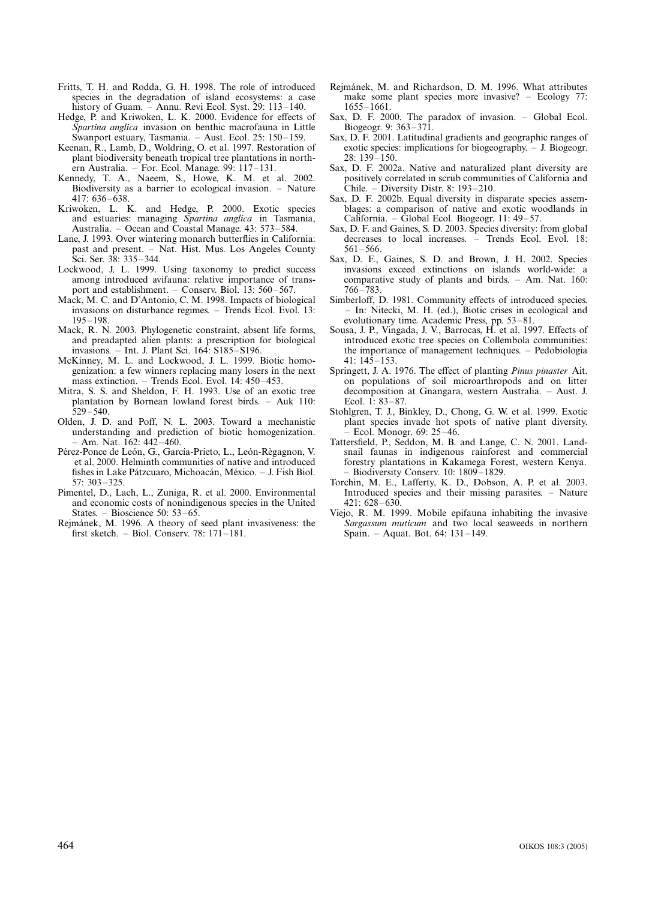Fritts, T. H. and Rodda, G. H. 1998. The role of introduced species in the degradation of island ecosystems: a case history of Guam. – Annu. Revi Ecol. Syst. 29: 113–140.

Hedge, P. and Kriwoken, L. K. 2000. Evidence for effects of *Spartina anglica* invasion on benthic macrofauna in Little Swanport estuary, Tasmania. – Aust. Ecol. 25: 150–159.

Keenan, R., Lamb, D., Woldring, O. et al. 1997. Restoration of plant biodiversity beneath tropical tree plantations in northern Australia. – For. Ecol. Manage. 99: 117–131.

Kennedy, T. A., Naeem, S., Howe, K. M. et al. 2002. Biodiversity as a barrier to ecological invasion. – Nature 417: 636–638.

Kriwoken, L. K. and Hedge, P. 2000. Exotic species and estuaries: managing *Spartina anglica* in Tasmania, Australia. – Ocean and Coastal Manage. 43: 573–584.

Lane, J. 1993. Over wintering monarch butterflies in California: past and present. – Nat. Hist. Mus. Los Angeles County Sci. Ser. 38: 335–344.

Lockwood, J. L. 1999. Using taxonomy to predict success among introduced avifauna: relative importance of transport and establishment. – Conserv. Biol. 13: 560–567.

Mack, M. C. and D'Antonio, C. M. 1998. Impacts of biological invasions on disturbance regimes. – Trends Ecol. Evol. 13: 195–198.

Mack, R. N. 2003. Phylogenetic constraint, absent life forms, and preadapted alien plants: a prescription for biological invasions. – Int. J. Plant Sci. 164: S185–S196.

McKinney, M. L. and Lockwood, J. L. 1999. Biotic homogenization: a few winners replacing many losers in the next mass extinction. – Trends Ecol. Evol. 14: 450–453.

Mitra, S. S. and Sheldon, F. H. 1993. Use of an exotic tree plantation by Bornean lowland forest birds. – Auk 110: 529–540.

Olden, J. D. and Poff, N. L. 2003. Toward a mechanistic understanding and prediction of biotic homogenization. – Am. Nat. 162: 442–460.

Pérez-Ponce de León, G., García-Prieto, L., León-Règagnon, V. et al. 2000. Helminth communities of native and introduced fishes in Lake Pátzcuaro, Michoacán, México. – J. Fish Biol. 57: 303–325.

Pimentel, D., Lach, L., Zuniga, R. et al. 2000. Environmental and economic costs of nonindigenous species in the United States. – Bioscience 50: 53–65.

Rejmánek, M. 1996. A theory of seed plant invasiveness: the first sketch. – Biol. Conserv. 78: 171–181.

Rejmánek, M. and Richardson, D. M. 1996. What attributes make some plant species more invasive? – Ecology 77: 1655–1661.

Sax, D. F. 2000. The paradox of invasion. – Global Ecol. Biogeogr. 9: 363–371.

Sax, D. F. 2001. Latitudinal gradients and geographic ranges of exotic species: implications for biogeography. – J. Biogeogr. 28: 139–150.

Sax, D. F. 2002a. Native and naturalized plant diversity are positively correlated in scrub communities of California and Chile. – Diversity Distr. 8: 193–210.

Sax, D. F. 2002b. Equal diversity in disparate species assemblages: a comparison of native and exotic woodlands in California. – Global Ecol. Biogeogr. 11: 49–57.

Sax, D. F. and Gaines, S. D. 2003. Species diversity: from global decreases to local increases. – Trends Ecol. Evol. 18: 561–566.

Sax, D. F., Gaines, S. D. and Brown, J. H. 2002. Species invasions exceed extinctions on islands world-wide: a comparative study of plants and birds. – Am. Nat. 160: 766–783.

Simberloff, D. 1981. Community effects of introduced species. – In: Nitecki, M. H. (ed.), Biotic crises in ecological and evolutionary time. Academic Press, pp. 53–81.

Sousa, J. P., Vingada, J. V., Barrocas, H. et al. 1997. Effects of introduced exotic tree species on Collembola communities: the importance of management techniques. – Pedobiologia 41: 145–153.

Springett, J. A. 1976. The effect of planting *Pinus pinaster* Ait. on populations of soil microarthropods and on litter decomposition at Gnangara, western Australia. – Aust. J. Ecol. 1: 83–87.

Stohlgren, T. J., Binkley, D., Chong, G. W. et al. 1999. Exotic plant species invade hot spots of native plant diversity. – Ecol. Monogr. 69: 25–46.

Tattersfield, P., Seddon, M. B. and Lange, C. N. 2001. Land-snail faunas in indigenous rainforest and commercial forestry plantations in Kakamega Forest, western Kenya. – Biodiversity Conserv. 10: 1809–1829.

Torchin, M. E., Lafferty, K. D., Dobson, A. P. et al. 2003. Introduced species and their missing parasites. – Nature 421: 628–630.

Viejo, R. M. 1999. Mobile epifauna inhabiting the invasive *Sargassum muticum* and two local seaweeds in northern Spain. – Aquat. Bot. 64: 131–149.